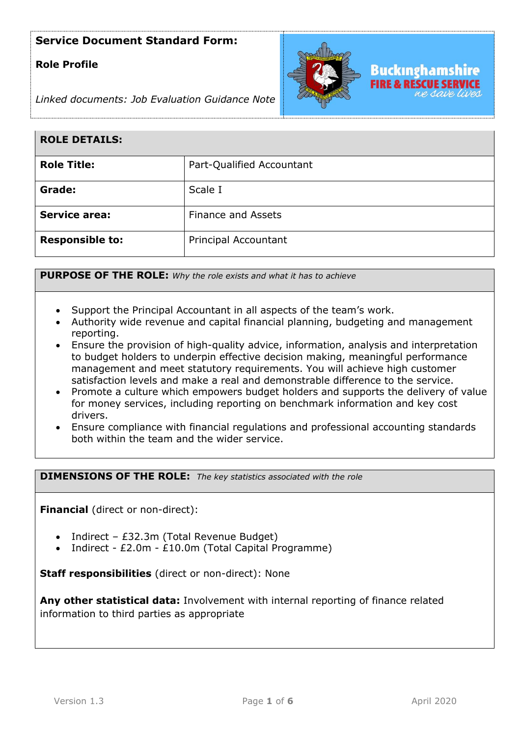**Service Document Standard Form:**

**Role Profile**

*Linked documents: Job Evaluation Guidance Note*

Buckinghamshire FIRE & RESCUE SERVICE *we save lives*

| **ROLE DETAILS:** | |
|---|---|
| **Role Title:** | Part-Qualified Accountant |
| **Grade:** | Scale I |
| **Service area:** | Finance and Assets |
| **Responsible to:** | Principal Accountant |

**PURPOSE OF THE ROLE:** *Why the role exists and what it has to achieve*

- Support the Principal Accountant in all aspects of the team's work.
- Authority wide revenue and capital financial planning, budgeting and management reporting.
- Ensure the provision of high-quality advice, information, analysis and interpretation to budget holders to underpin effective decision making, meaningful performance management and meet statutory requirements. You will achieve high customer satisfaction levels and make a real and demonstrable difference to the service.
- Promote a culture which empowers budget holders and supports the delivery of value for money services, including reporting on benchmark information and key cost drivers.
- Ensure compliance with financial regulations and professional accounting standards both within the team and the wider service.

**DIMENSIONS OF THE ROLE:** *The key statistics associated with the role*

**Financial** (direct or non-direct):

- Indirect – £32.3m (Total Revenue Budget)
- Indirect - £2.0m - £10.0m (Total Capital Programme)

**Staff responsibilities** (direct or non-direct): None

**Any other statistical data:** Involvement with internal reporting of finance related information to third parties as appropriate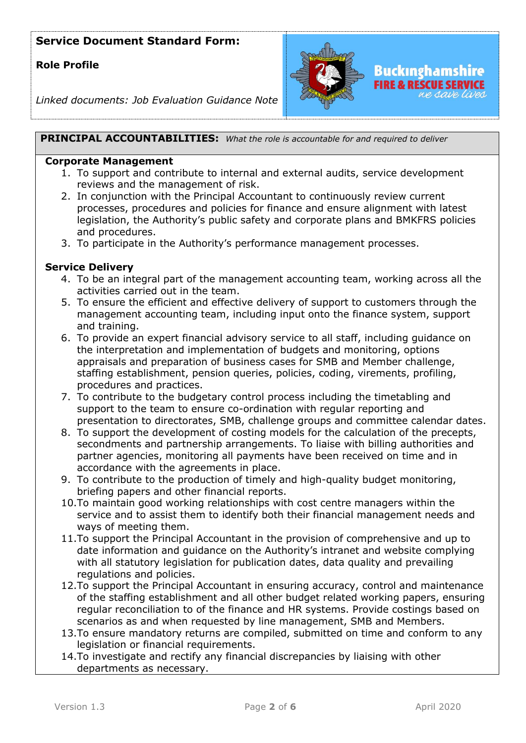**Service Document Standard Form:**

**Role Profile**

*Linked documents: Job Evaluation Guidance Note*

**PRINCIPAL ACCOUNTABILITIES:** *What the role is accountable for and required to deliver*

**Corporate Management**

1. To support and contribute to internal and external audits, service development reviews and the management of risk.
2. In conjunction with the Principal Accountant to continuously review current processes, procedures and policies for finance and ensure alignment with latest legislation, the Authority's public safety and corporate plans and BMKFRS policies and procedures.
3. To participate in the Authority's performance management processes.

**Service Delivery**

4. To be an integral part of the management accounting team, working across all the activities carried out in the team.
5. To ensure the efficient and effective delivery of support to customers through the management accounting team, including input onto the finance system, support and training.
6. To provide an expert financial advisory service to all staff, including guidance on the interpretation and implementation of budgets and monitoring, options appraisals and preparation of business cases for SMB and Member challenge, staffing establishment, pension queries, policies, coding, virements, profiling, procedures and practices.
7. To contribute to the budgetary control process including the timetabling and support to the team to ensure co-ordination with regular reporting and presentation to directorates, SMB, challenge groups and committee calendar dates.
8. To support the development of costing models for the calculation of the precepts, secondments and partnership arrangements. To liaise with billing authorities and partner agencies, monitoring all payments have been received on time and in accordance with the agreements in place.
9. To contribute to the production of timely and high-quality budget monitoring, briefing papers and other financial reports.
10. To maintain good working relationships with cost centre managers within the service and to assist them to identify both their financial management needs and ways of meeting them.
11. To support the Principal Accountant in the provision of comprehensive and up to date information and guidance on the Authority's intranet and website complying with all statutory legislation for publication dates, data quality and prevailing regulations and policies.
12. To support the Principal Accountant in ensuring accuracy, control and maintenance of the staffing establishment and all other budget related working papers, ensuring regular reconciliation to of the finance and HR systems. Provide costings based on scenarios as and when requested by line management, SMB and Members.
13. To ensure mandatory returns are compiled, submitted on time and conform to any legislation or financial requirements.
14. To investigate and rectify any financial discrepancies by liaising with other departments as necessary.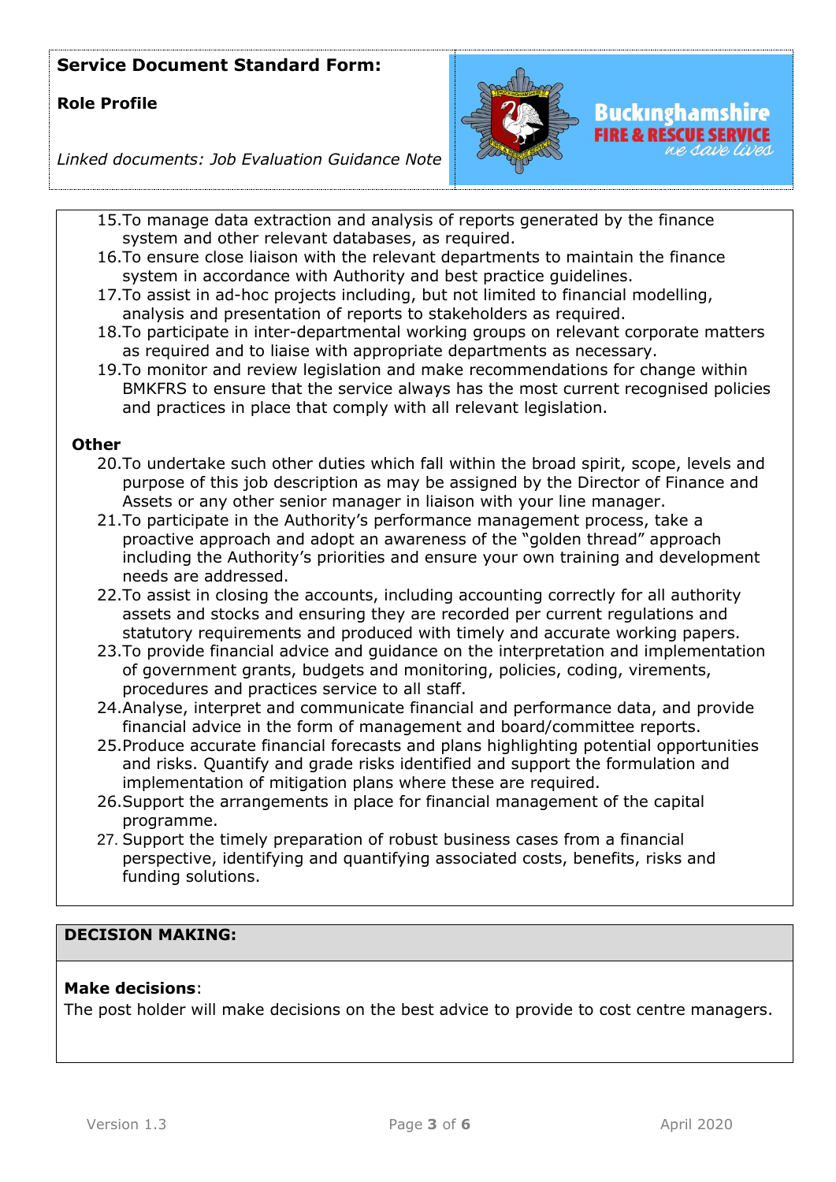**Service Document Standard Form:**

**Role Profile**

*Linked documents: Job Evaluation Guidance Note*

15. To manage data extraction and analysis of reports generated by the finance system and other relevant databases, as required.
16. To ensure close liaison with the relevant departments to maintain the finance system in accordance with Authority and best practice guidelines.
17. To assist in ad-hoc projects including, but not limited to financial modelling, analysis and presentation of reports to stakeholders as required.
18. To participate in inter-departmental working groups on relevant corporate matters as required and to liaise with appropriate departments as necessary.
19. To monitor and review legislation and make recommendations for change within BMKFRS to ensure that the service always has the most current recognised policies and practices in place that comply with all relevant legislation.

**Other**

20. To undertake such other duties which fall within the broad spirit, scope, levels and purpose of this job description as may be assigned by the Director of Finance and Assets or any other senior manager in liaison with your line manager.
21. To participate in the Authority's performance management process, take a proactive approach and adopt an awareness of the "golden thread" approach including the Authority's priorities and ensure your own training and development needs are addressed.
22. To assist in closing the accounts, including accounting correctly for all authority assets and stocks and ensuring they are recorded per current regulations and statutory requirements and produced with timely and accurate working papers.
23. To provide financial advice and guidance on the interpretation and implementation of government grants, budgets and monitoring, policies, coding, virements, procedures and practices service to all staff.
24. Analyse, interpret and communicate financial and performance data, and provide financial advice in the form of management and board/committee reports.
25. Produce accurate financial forecasts and plans highlighting potential opportunities and risks. Quantify and grade risks identified and support the formulation and implementation of mitigation plans where these are required.
26. Support the arrangements in place for financial management of the capital programme.
27. Support the timely preparation of robust business cases from a financial perspective, identifying and quantifying associated costs, benefits, risks and funding solutions.

## DECISION MAKING:

**Make decisions**:
The post holder will make decisions on the best advice to provide to cost centre managers.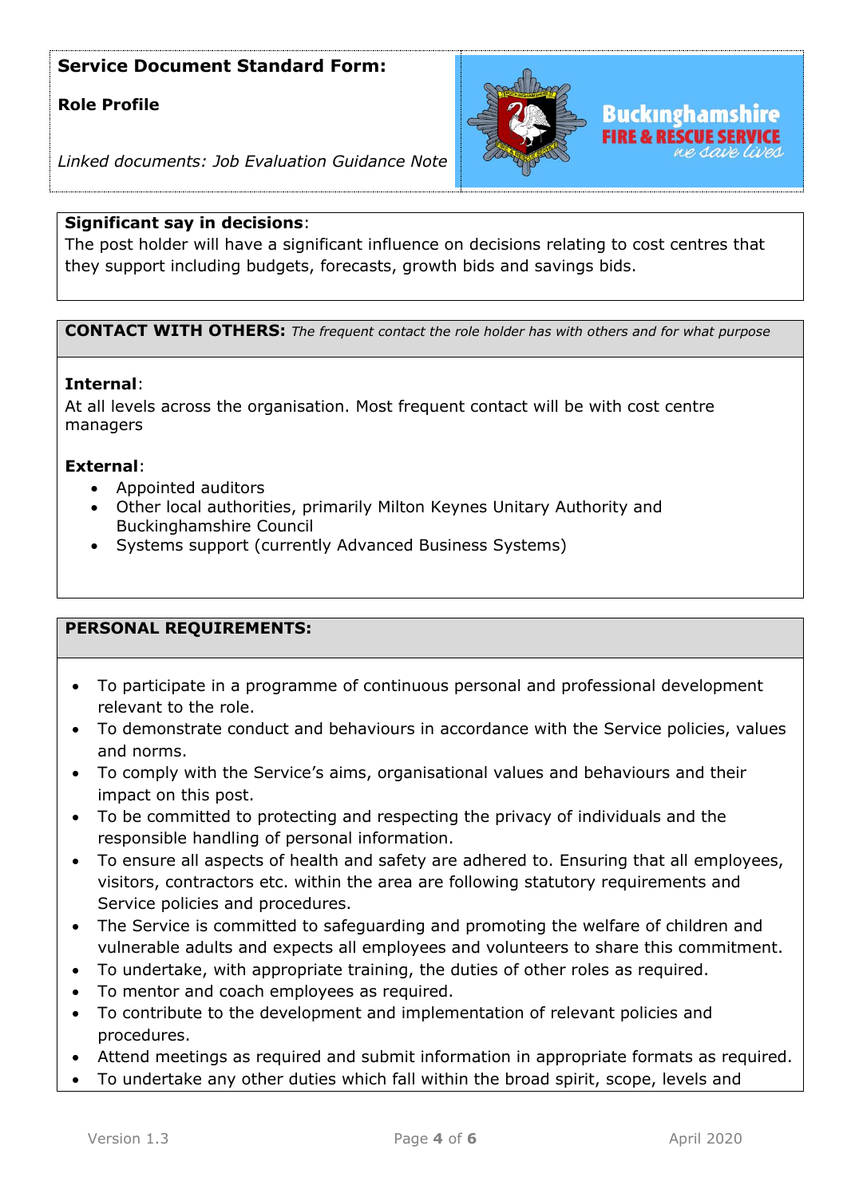**Service Document Standard Form:**

**Role Profile**

*Linked documents: Job Evaluation Guidance Note*

**Significant say in decisions**:
The post holder will have a significant influence on decisions relating to cost centres that they support including budgets, forecasts, growth bids and savings bids.

**CONTACT WITH OTHERS:** *The frequent contact the role holder has with others and for what purpose*

**Internal**:
At all levels across the organisation. Most frequent contact will be with cost centre managers

**External**:

- Appointed auditors
- Other local authorities, primarily Milton Keynes Unitary Authority and Buckinghamshire Council
- Systems support (currently Advanced Business Systems)

**PERSONAL REQUIREMENTS:**

- To participate in a programme of continuous personal and professional development relevant to the role.
- To demonstrate conduct and behaviours in accordance with the Service policies, values and norms.
- To comply with the Service's aims, organisational values and behaviours and their impact on this post.
- To be committed to protecting and respecting the privacy of individuals and the responsible handling of personal information.
- To ensure all aspects of health and safety are adhered to. Ensuring that all employees, visitors, contractors etc. within the area are following statutory requirements and Service policies and procedures.
- The Service is committed to safeguarding and promoting the welfare of children and vulnerable adults and expects all employees and volunteers to share this commitment.
- To undertake, with appropriate training, the duties of other roles as required.
- To mentor and coach employees as required.
- To contribute to the development and implementation of relevant policies and procedures.
- Attend meetings as required and submit information in appropriate formats as required.
- To undertake any other duties which fall within the broad spirit, scope, levels and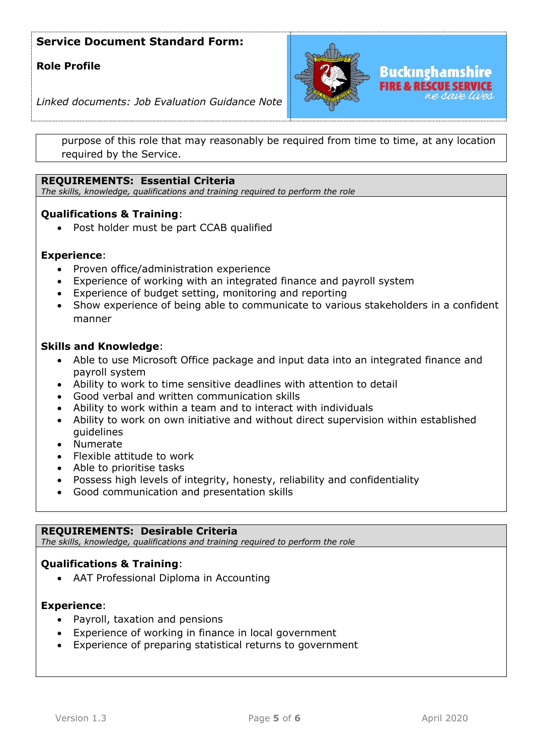purpose of this role that may reasonably be required from time to time, at any location required by the Service.

## REQUIREMENTS: Essential Criteria

*The skills, knowledge, qualifications and training required to perform the role*

**Qualifications & Training**:

- Post holder must be part CCAB qualified

**Experience**:

- Proven office/administration experience
- Experience of working with an integrated finance and payroll system
- Experience of budget setting, monitoring and reporting
- Show experience of being able to communicate to various stakeholders in a confident manner

**Skills and Knowledge**:

- Able to use Microsoft Office package and input data into an integrated finance and payroll system
- Ability to work to time sensitive deadlines with attention to detail
- Good verbal and written communication skills
- Ability to work within a team and to interact with individuals
- Ability to work on own initiative and without direct supervision within established guidelines
- Numerate
- Flexible attitude to work
- Able to prioritise tasks
- Possess high levels of integrity, honesty, reliability and confidentiality
- Good communication and presentation skills

## REQUIREMENTS: Desirable Criteria

*The skills, knowledge, qualifications and training required to perform the role*

**Qualifications & Training**:

- AAT Professional Diploma in Accounting

**Experience**:

- Payroll, taxation and pensions
- Experience of working in finance in local government
- Experience of preparing statistical returns to government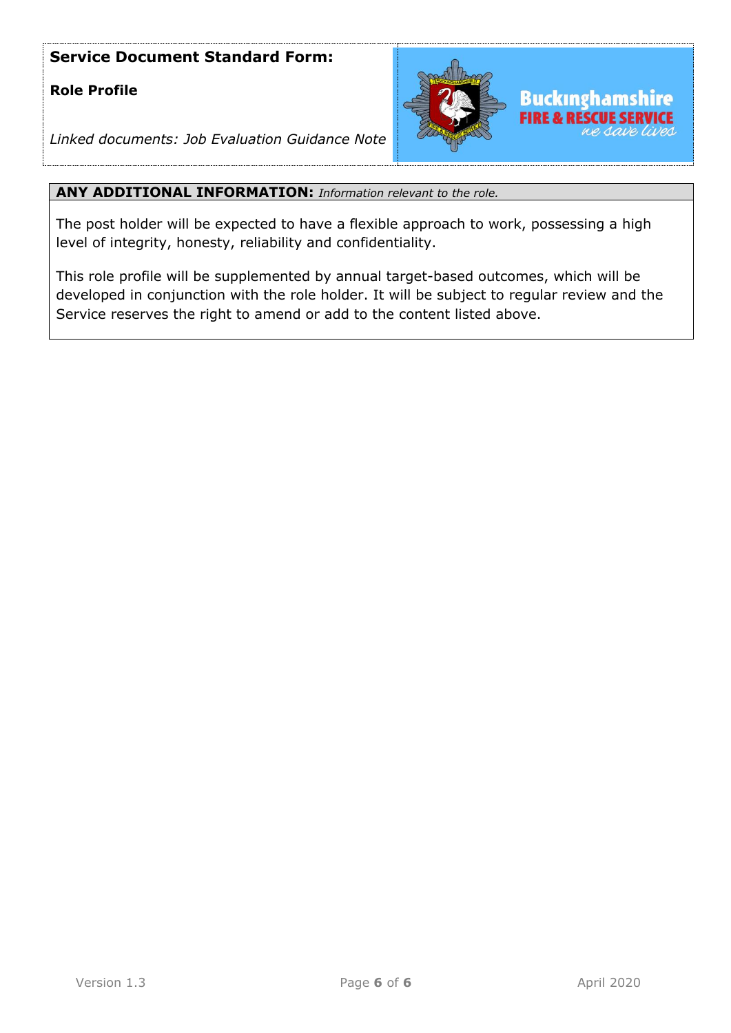**Service Document Standard Form:**

**Role Profile**

*Linked documents: Job Evaluation Guidance Note*

**ANY ADDITIONAL INFORMATION:** *Information relevant to the role.*

The post holder will be expected to have a flexible approach to work, possessing a high level of integrity, honesty, reliability and confidentiality.

This role profile will be supplemented by annual target-based outcomes, which will be developed in conjunction with the role holder. It will be subject to regular review and the Service reserves the right to amend or add to the content listed above.